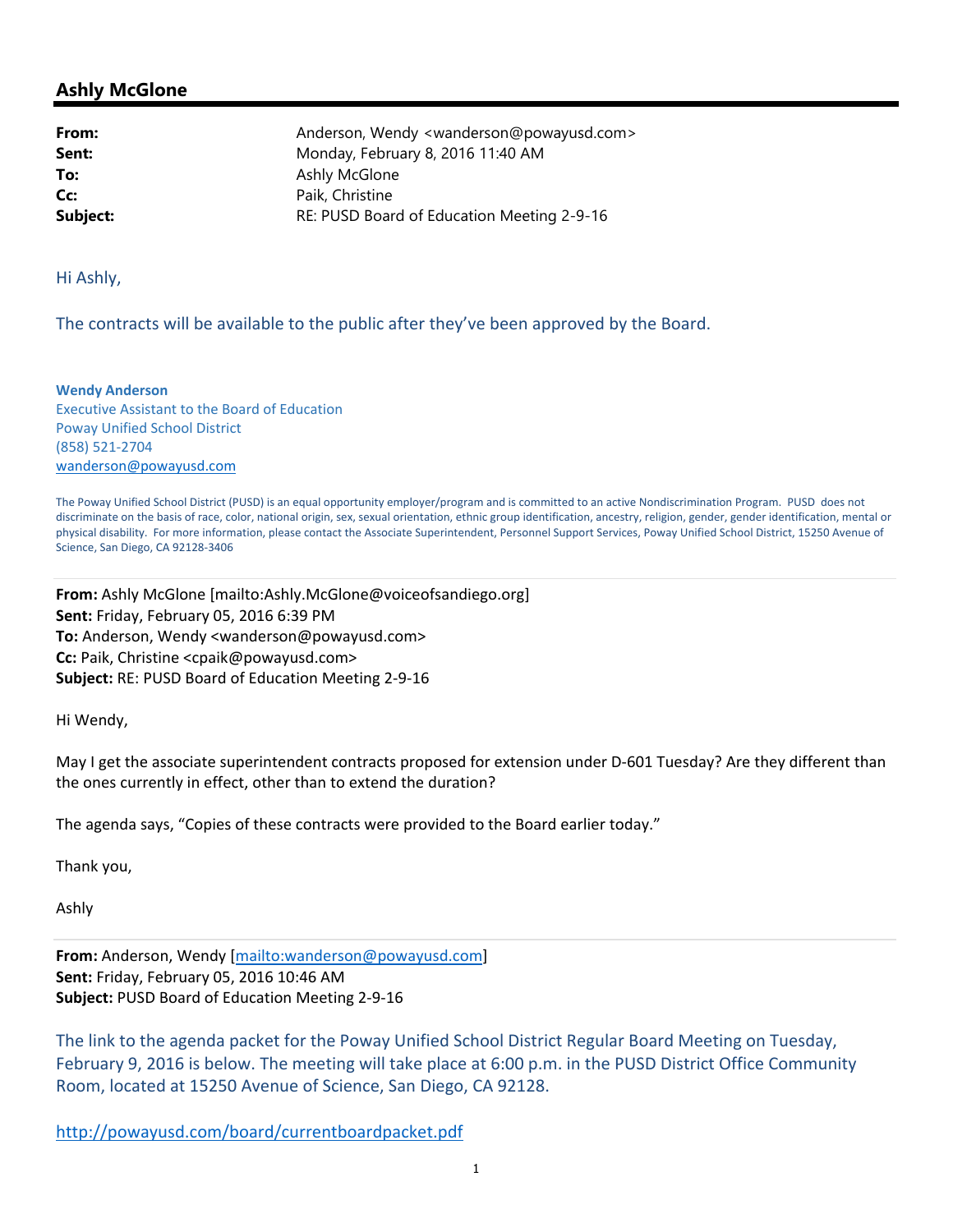## Ashly McGlone

**From:** Anderson, Wendy <wanderson@powayusd.com>
**Sent:** Monday, February 8, 2016 11:40 AM
**To:** Ashly McGlone
**Cc:** Paik, Christine
**Subject:** RE: PUSD Board of Education Meeting 2-9-16

Hi Ashly,

The contracts will be available to the public after they've been approved by the Board.

**Wendy Anderson**
Executive Assistant to the Board of Education
Poway Unified School District
(858) 521-2704
wanderson@powayusd.com

The Poway Unified School District (PUSD) is an equal opportunity employer/program and is committed to an active Nondiscrimination Program. PUSD does not discriminate on the basis of race, color, national origin, sex, sexual orientation, ethnic group identification, ancestry, religion, gender, gender identification, mental or physical disability. For more information, please contact the Associate Superintendent, Personnel Support Services, Poway Unified School District, 15250 Avenue of Science, San Diego, CA 92128-3406

---

**From:** Ashly McGlone [mailto:Ashly.McGlone@voiceofsandiego.org]
**Sent:** Friday, February 05, 2016 6:39 PM
**To:** Anderson, Wendy <wanderson@powayusd.com>
**Cc:** Paik, Christine <cpaik@powayusd.com>
**Subject:** RE: PUSD Board of Education Meeting 2-9-16

Hi Wendy,

May I get the associate superintendent contracts proposed for extension under D-601 Tuesday? Are they different than the ones currently in effect, other than to extend the duration?

The agenda says, "Copies of these contracts were provided to the Board earlier today."

Thank you,

Ashly

---

**From:** Anderson, Wendy [mailto:wanderson@powayusd.com]
**Sent:** Friday, February 05, 2016 10:46 AM
**Subject:** PUSD Board of Education Meeting 2-9-16

The link to the agenda packet for the Poway Unified School District Regular Board Meeting on Tuesday, February 9, 2016 is below. The meeting will take place at 6:00 p.m. in the PUSD District Office Community Room, located at 15250 Avenue of Science, San Diego, CA 92128.

http://powayusd.com/board/currentboardpacket.pdf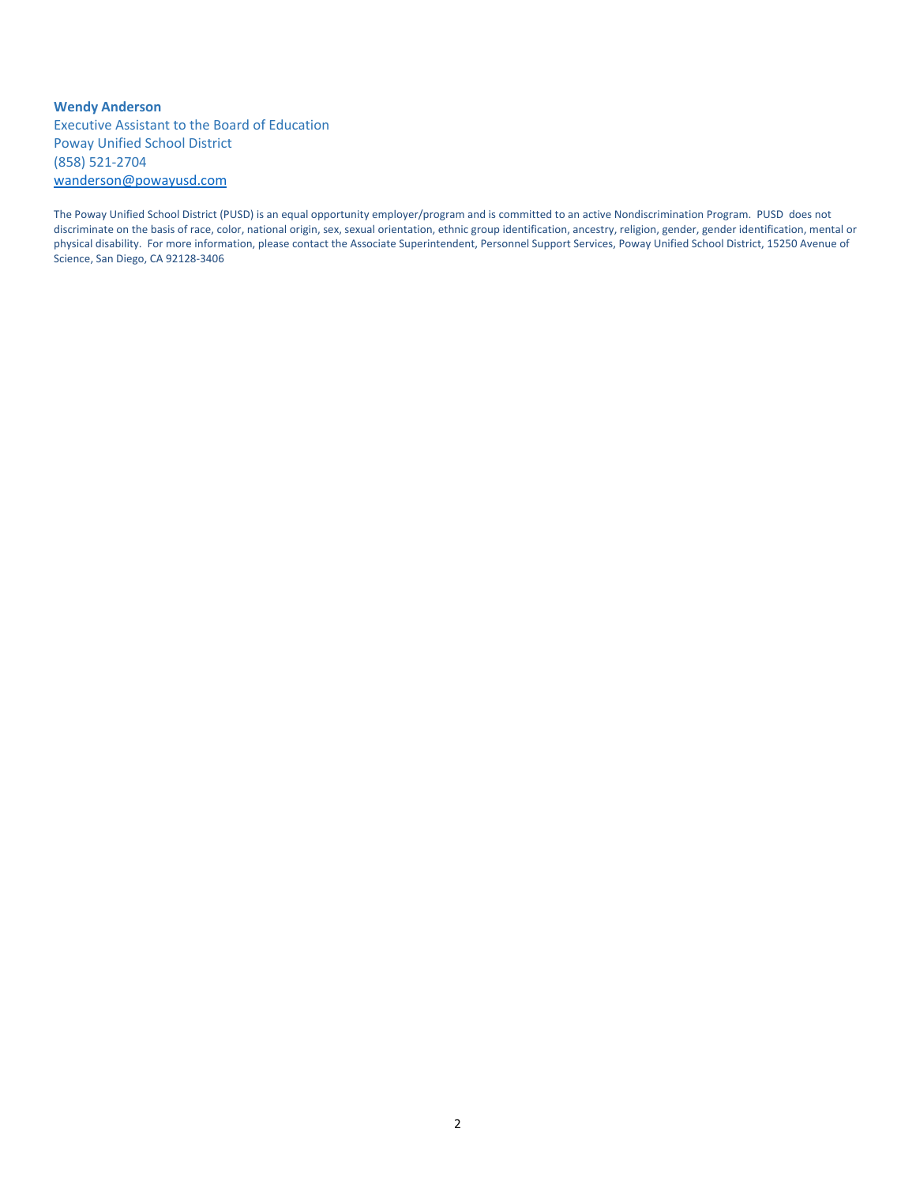**Wendy Anderson**
Executive Assistant to the Board of Education
Poway Unified School District
(858) 521-2704
wanderson@powayusd.com

The Poway Unified School District (PUSD) is an equal opportunity employer/program and is committed to an active Nondiscrimination Program. PUSD does not discriminate on the basis of race, color, national origin, sex, sexual orientation, ethnic group identification, ancestry, religion, gender, gender identification, mental or physical disability. For more information, please contact the Associate Superintendent, Personnel Support Services, Poway Unified School District, 15250 Avenue of Science, San Diego, CA 92128-3406